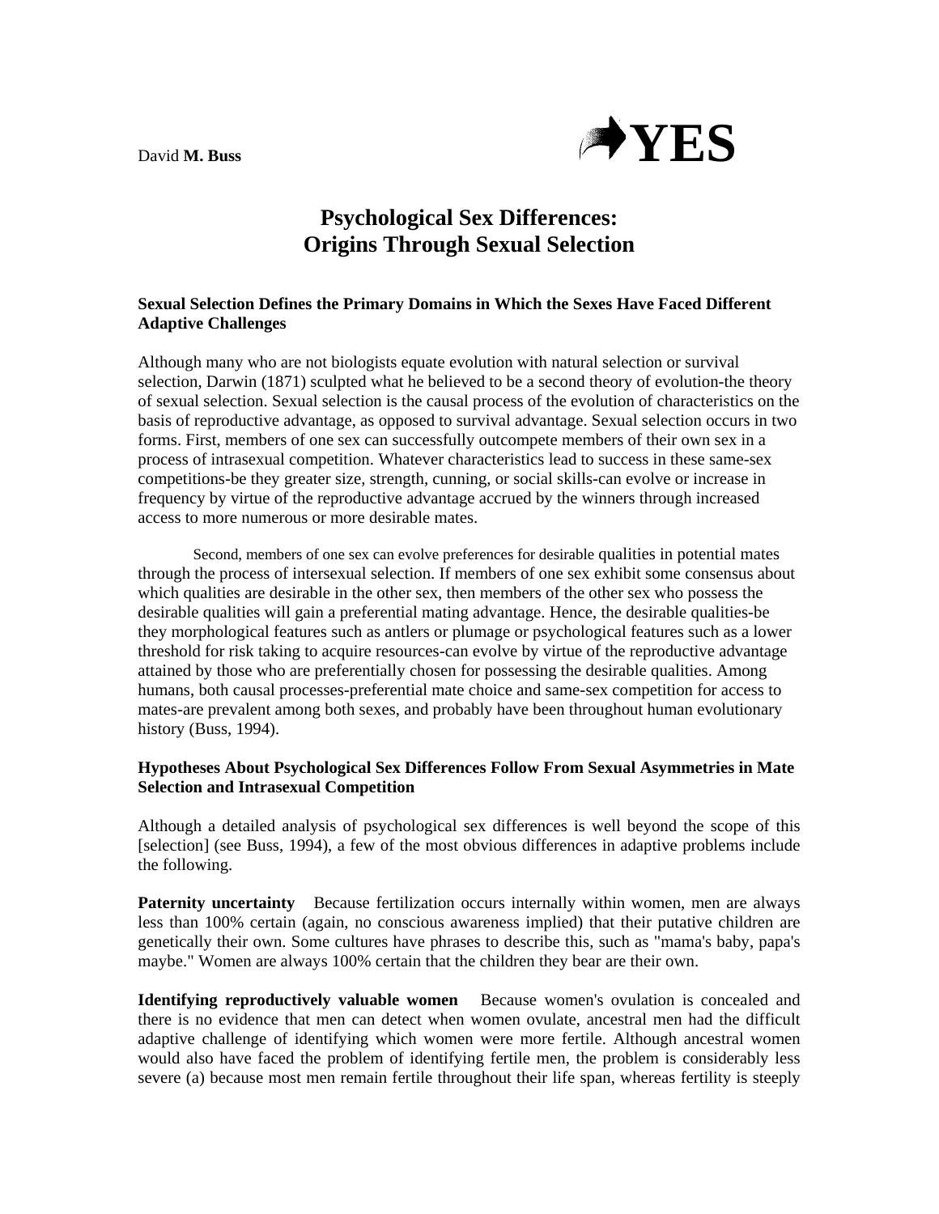David **M. Buss**

**YES**

# Psychological Sex Differences: Origins Through Sexual Selection

### Sexual Selection Defines the Primary Domains in Which the Sexes Have Faced Different Adaptive Challenges

Although many who are not biologists equate evolution with natural selection or survival selection, Darwin (1871) sculpted what he believed to be a second theory of evolution-the theory of sexual selection. Sexual selection is the causal process of the evolution of characteristics on the basis of reproductive advantage, as opposed to survival advantage. Sexual selection occurs in two forms. First, members of one sex can successfully outcompete members of their own sex in a process of intrasexual competition. Whatever characteristics lead to success in these same-sex competitions-be they greater size, strength, cunning, or social skills-can evolve or increase in frequency by virtue of the reproductive advantage accrued by the winners through increased access to more numerous or more desirable mates.

Second, members of one sex can evolve preferences for desirable qualities in potential mates through the process of intersexual selection. If members of one sex exhibit some consensus about which qualities are desirable in the other sex, then members of the other sex who possess the desirable qualities will gain a preferential mating advantage. Hence, the desirable qualities-be they morphological features such as antlers or plumage or psychological features such as a lower threshold for risk taking to acquire resources-can evolve by virtue of the reproductive advantage attained by those who are preferentially chosen for possessing the desirable qualities. Among humans, both causal processes-preferential mate choice and same-sex competition for access to mates-are prevalent among both sexes, and probably have been throughout human evolutionary history (Buss, 1994).

### Hypotheses About Psychological Sex Differences Follow From Sexual Asymmetries in Mate Selection and Intrasexual Competition

Although a detailed analysis of psychological sex differences is well beyond the scope of this [selection] (see Buss, 1994), a few of the most obvious differences in adaptive problems include the following.

**Paternity uncertainty** Because fertilization occurs internally within women, men are always less than 100% certain (again, no conscious awareness implied) that their putative children are genetically their own. Some cultures have phrases to describe this, such as "mama's baby, papa's maybe." Women are always 100% certain that the children they bear are their own.

**Identifying reproductively valuable women** Because women's ovulation is concealed and there is no evidence that men can detect when women ovulate, ancestral men had the difficult adaptive challenge of identifying which women were more fertile. Although ancestral women would also have faced the problem of identifying fertile men, the problem is considerably less severe (a) because most men remain fertile throughout their life span, whereas fertility is steeply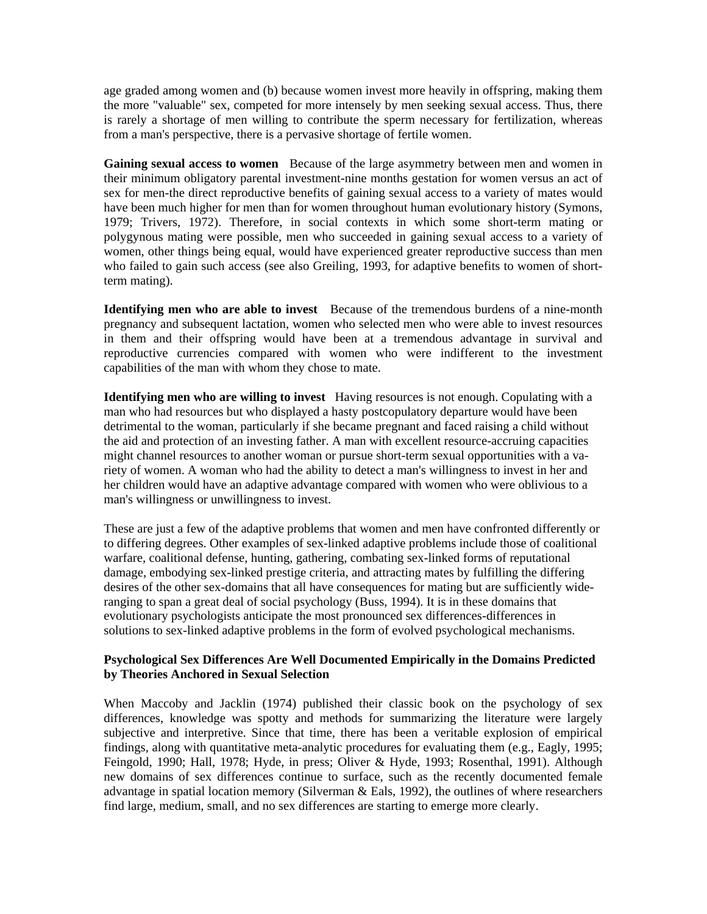age graded among women and (b) because women invest more heavily in offspring, making them the more "valuable" sex, competed for more intensely by men seeking sexual access. Thus, there is rarely a shortage of men willing to contribute the sperm necessary for fertilization, whereas from a man's perspective, there is a pervasive shortage of fertile women.

**Gaining sexual access to women** Because of the large asymmetry between men and women in their minimum obligatory parental investment-nine months gestation for women versus an act of sex for men-the direct reproductive benefits of gaining sexual access to a variety of mates would have been much higher for men than for women throughout human evolutionary history (Symons, 1979; Trivers, 1972). Therefore, in social contexts in which some short-term mating or polygynous mating were possible, men who succeeded in gaining sexual access to a variety of women, other things being equal, would have experienced greater reproductive success than men who failed to gain such access (see also Greiling, 1993, for adaptive benefits to women of short-term mating).

**Identifying men who are able to invest** Because of the tremendous burdens of a nine-month pregnancy and subsequent lactation, women who selected men who were able to invest resources in them and their offspring would have been at a tremendous advantage in survival and reproductive currencies compared with women who were indifferent to the investment capabilities of the man with whom they chose to mate.

**Identifying men who are willing to invest** Having resources is not enough. Copulating with a man who had resources but who displayed a hasty postcopulatory departure would have been detrimental to the woman, particularly if she became pregnant and faced raising a child without the aid and protection of an investing father. A man with excellent resource-accruing capacities might channel resources to another woman or pursue short-term sexual opportunities with a variety of women. A woman who had the ability to detect a man's willingness to invest in her and her children would have an adaptive advantage compared with women who were oblivious to a man's willingness or unwillingness to invest.

These are just a few of the adaptive problems that women and men have confronted differently or to differing degrees. Other examples of sex-linked adaptive problems include those of coalitional warfare, coalitional defense, hunting, gathering, combating sex-linked forms of reputational damage, embodying sex-linked prestige criteria, and attracting mates by fulfilling the differing desires of the other sex-domains that all have consequences for mating but are sufficiently wide-ranging to span a great deal of social psychology (Buss, 1994). It is in these domains that evolutionary psychologists anticipate the most pronounced sex differences-differences in solutions to sex-linked adaptive problems in the form of evolved psychological mechanisms.

### Psychological Sex Differences Are Well Documented Empirically in the Domains Predicted by Theories Anchored in Sexual Selection

When Maccoby and Jacklin (1974) published their classic book on the psychology of sex differences, knowledge was spotty and methods for summarizing the literature were largely subjective and interpretive. Since that time, there has been a veritable explosion of empirical findings, along with quantitative meta-analytic procedures for evaluating them (e.g., Eagly, 1995; Feingold, 1990; Hall, 1978; Hyde, in press; Oliver & Hyde, 1993; Rosenthal, 1991). Although new domains of sex differences continue to surface, such as the recently documented female advantage in spatial location memory (Silverman & Eals, 1992), the outlines of where researchers find large, medium, small, and no sex differences are starting to emerge more clearly.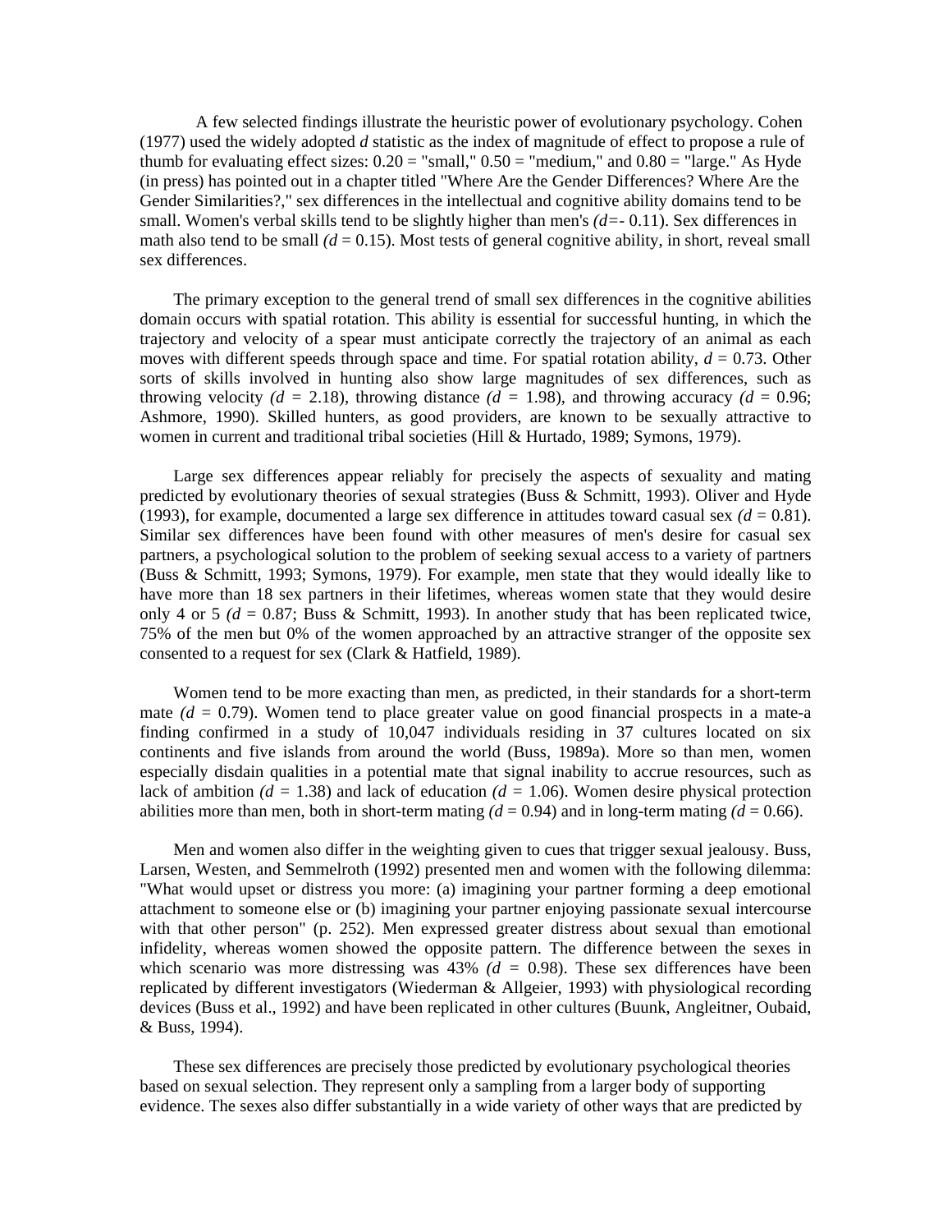A few selected findings illustrate the heuristic power of evolutionary psychology. Cohen (1977) used the widely adopted *d* statistic as the index of magnitude of effect to propose a rule of thumb for evaluating effect sizes: 0.20 = "small," 0.50 = "medium," and 0.80 = "large." As Hyde (in press) has pointed out in a chapter titled "Where Are the Gender Differences? Where Are the Gender Similarities?," sex differences in the intellectual and cognitive ability domains tend to be small. Women's verbal skills tend to be slightly higher than men's ($d$=- 0.11). Sex differences in math also tend to be small ($d$ = 0.15). Most tests of general cognitive ability, in short, reveal small sex differences.

The primary exception to the general trend of small sex differences in the cognitive abilities domain occurs with spatial rotation. This ability is essential for successful hunting, in which the trajectory and velocity of a spear must anticipate correctly the trajectory of an animal as each moves with different speeds through space and time. For spatial rotation ability, $d$ = 0.73. Other sorts of skills involved in hunting also show large magnitudes of sex differences, such as throwing velocity ($d$ = 2.18), throwing distance ($d$ = 1.98), and throwing accuracy ($d$ = 0.96; Ashmore, 1990). Skilled hunters, as good providers, are known to be sexually attractive to women in current and traditional tribal societies (Hill & Hurtado, 1989; Symons, 1979).

Large sex differences appear reliably for precisely the aspects of sexuality and mating predicted by evolutionary theories of sexual strategies (Buss & Schmitt, 1993). Oliver and Hyde (1993), for example, documented a large sex difference in attitudes toward casual sex ($d$ = 0.81). Similar sex differences have been found with other measures of men's desire for casual sex partners, a psychological solution to the problem of seeking sexual access to a variety of partners (Buss & Schmitt, 1993; Symons, 1979). For example, men state that they would ideally like to have more than 18 sex partners in their lifetimes, whereas women state that they would desire only 4 or 5 ($d$ = 0.87; Buss & Schmitt, 1993). In another study that has been replicated twice, 75% of the men but 0% of the women approached by an attractive stranger of the opposite sex consented to a request for sex (Clark & Hatfield, 1989).

Women tend to be more exacting than men, as predicted, in their standards for a short-term mate ($d$ = 0.79). Women tend to place greater value on good financial prospects in a mate-a finding confirmed in a study of 10,047 individuals residing in 37 cultures located on six continents and five islands from around the world (Buss, 1989a). More so than men, women especially disdain qualities in a potential mate that signal inability to accrue resources, such as lack of ambition ($d$ = 1.38) and lack of education ($d$ = 1.06). Women desire physical protection abilities more than men, both in short-term mating ($d$ = 0.94) and in long-term mating ($d$ = 0.66).

Men and women also differ in the weighting given to cues that trigger sexual jealousy. Buss, Larsen, Westen, and Semmelroth (1992) presented men and women with the following dilemma: "What would upset or distress you more: (a) imagining your partner forming a deep emotional attachment to someone else or (b) imagining your partner enjoying passionate sexual intercourse with that other person" (p. 252). Men expressed greater distress about sexual than emotional infidelity, whereas women showed the opposite pattern. The difference between the sexes in which scenario was more distressing was 43% ($d$ = 0.98). These sex differences have been replicated by different investigators (Wiederman & Allgeier, 1993) with physiological recording devices (Buss et al., 1992) and have been replicated in other cultures (Buunk, Angleitner, Oubaid, & Buss, 1994).

These sex differences are precisely those predicted by evolutionary psychological theories based on sexual selection. They represent only a sampling from a larger body of supporting evidence. The sexes also differ substantially in a wide variety of other ways that are predicted by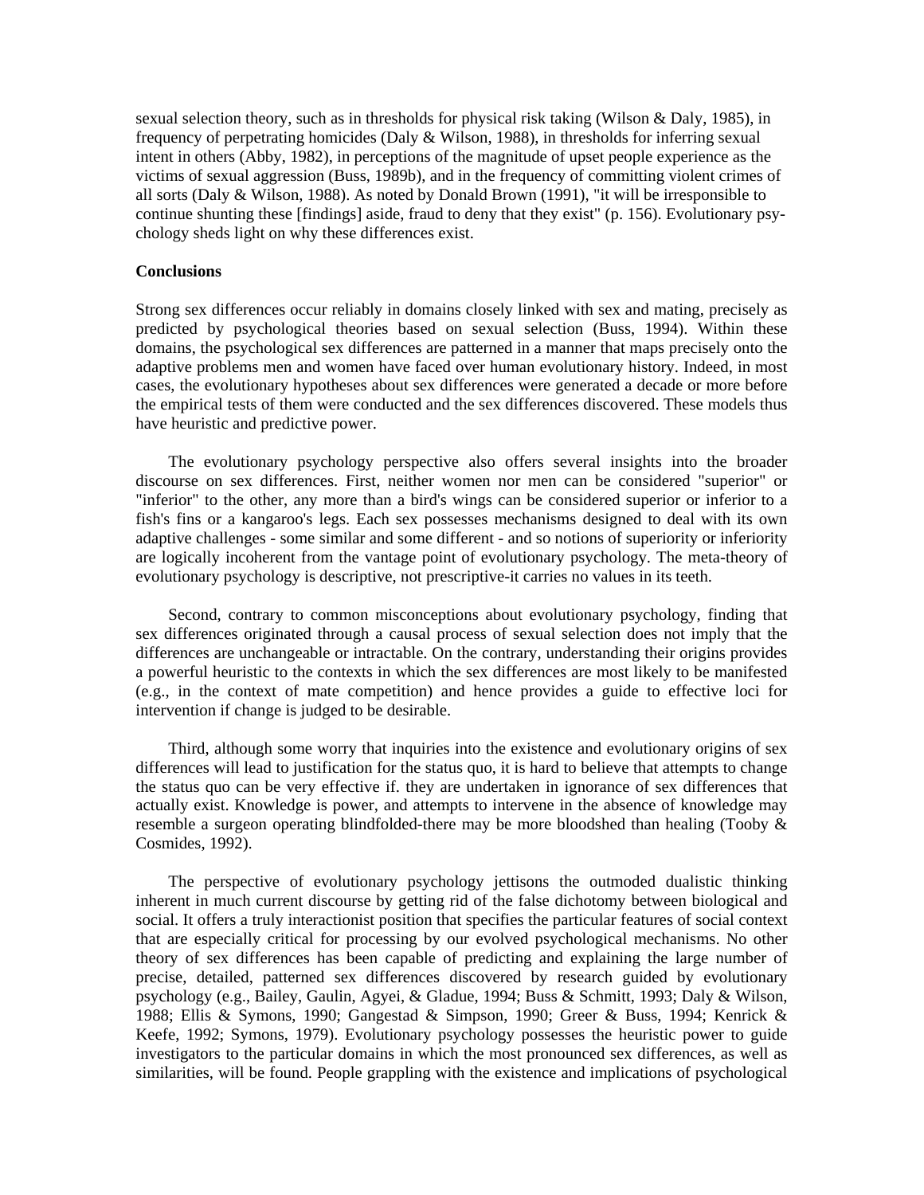sexual selection theory, such as in thresholds for physical risk taking (Wilson & Daly, 1985), in frequency of perpetrating homicides (Daly & Wilson, 1988), in thresholds for inferring sexual intent in others (Abby, 1982), in perceptions of the magnitude of upset people experience as the victims of sexual aggression (Buss, 1989b), and in the frequency of committing violent crimes of all sorts (Daly & Wilson, 1988). As noted by Donald Brown (1991), "it will be irresponsible to continue shunting these [findings] aside, fraud to deny that they exist" (p. 156). Evolutionary psychology sheds light on why these differences exist.

**Conclusions**

Strong sex differences occur reliably in domains closely linked with sex and mating, precisely as predicted by psychological theories based on sexual selection (Buss, 1994). Within these domains, the psychological sex differences are patterned in a manner that maps precisely onto the adaptive problems men and women have faced over human evolutionary history. Indeed, in most cases, the evolutionary hypotheses about sex differences were generated a decade or more before the empirical tests of them were conducted and the sex differences discovered. These models thus have heuristic and predictive power.

The evolutionary psychology perspective also offers several insights into the broader discourse on sex differences. First, neither women nor men can be considered "superior" or "inferior" to the other, any more than a bird's wings can be considered superior or inferior to a fish's fins or a kangaroo's legs. Each sex possesses mechanisms designed to deal with its own adaptive challenges - some similar and some different - and so notions of superiority or inferiority are logically incoherent from the vantage point of evolutionary psychology. The meta-theory of evolutionary psychology is descriptive, not prescriptive-it carries no values in its teeth.

Second, contrary to common misconceptions about evolutionary psychology, finding that sex differences originated through a causal process of sexual selection does not imply that the differences are unchangeable or intractable. On the contrary, understanding their origins provides a powerful heuristic to the contexts in which the sex differences are most likely to be manifested (e.g., in the context of mate competition) and hence provides a guide to effective loci for intervention if change is judged to be desirable.

Third, although some worry that inquiries into the existence and evolutionary origins of sex differences will lead to justification for the status quo, it is hard to believe that attempts to change the status quo can be very effective if. they are undertaken in ignorance of sex differences that actually exist. Knowledge is power, and attempts to intervene in the absence of knowledge may resemble a surgeon operating blindfolded-there may be more bloodshed than healing (Tooby & Cosmides, 1992).

The perspective of evolutionary psychology jettisons the outmoded dualistic thinking inherent in much current discourse by getting rid of the false dichotomy between biological and social. It offers a truly interactionist position that specifies the particular features of social context that are especially critical for processing by our evolved psychological mechanisms. No other theory of sex differences has been capable of predicting and explaining the large number of precise, detailed, patterned sex differences discovered by research guided by evolutionary psychology (e.g., Bailey, Gaulin, Agyei, & Gladue, 1994; Buss & Schmitt, 1993; Daly & Wilson, 1988; Ellis & Symons, 1990; Gangestad & Simpson, 1990; Greer & Buss, 1994; Kenrick & Keefe, 1992; Symons, 1979). Evolutionary psychology possesses the heuristic power to guide investigators to the particular domains in which the most pronounced sex differences, as well as similarities, will be found. People grappling with the existence and implications of psychological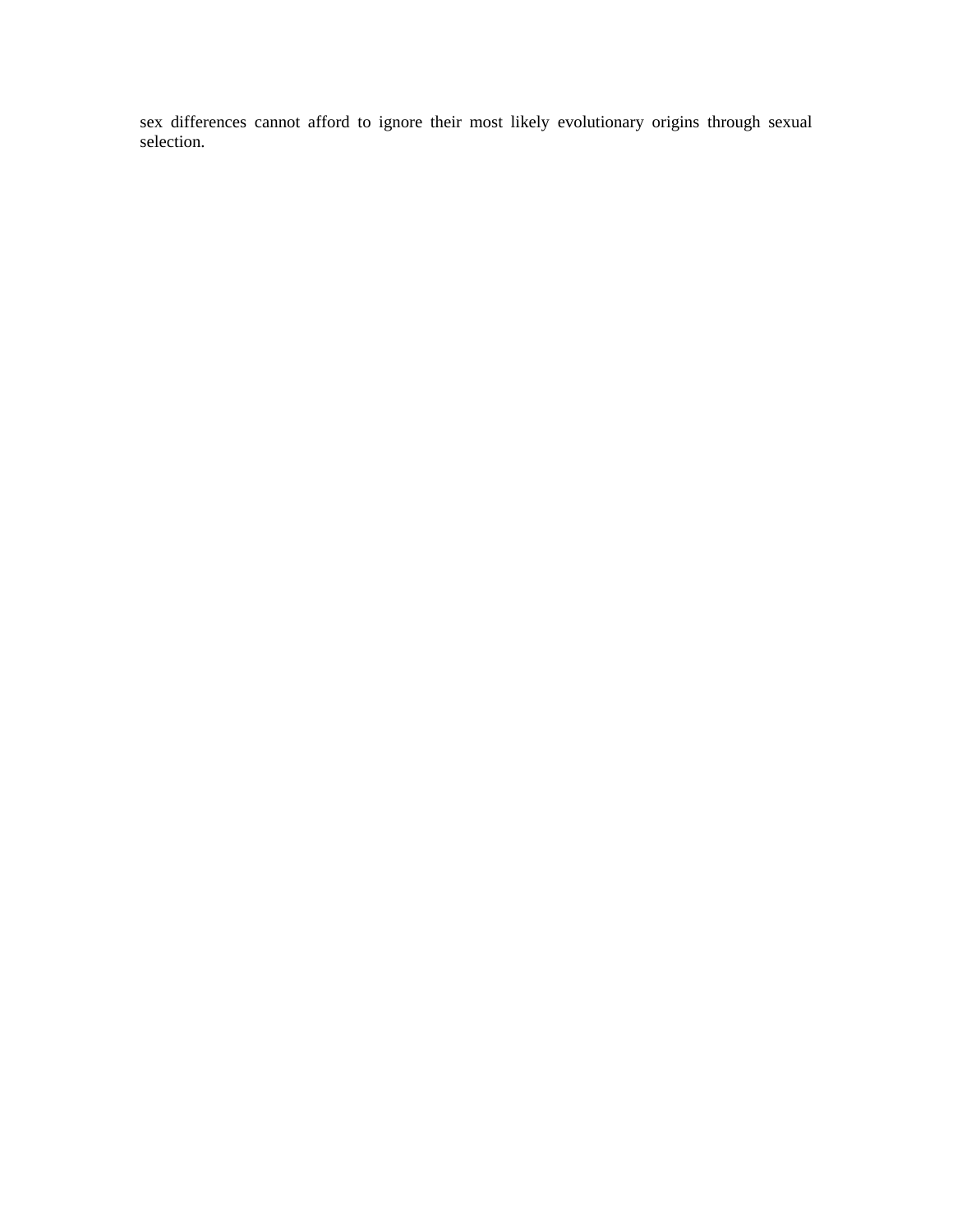sex differences cannot afford to ignore their most likely evolutionary origins through sexual selection.